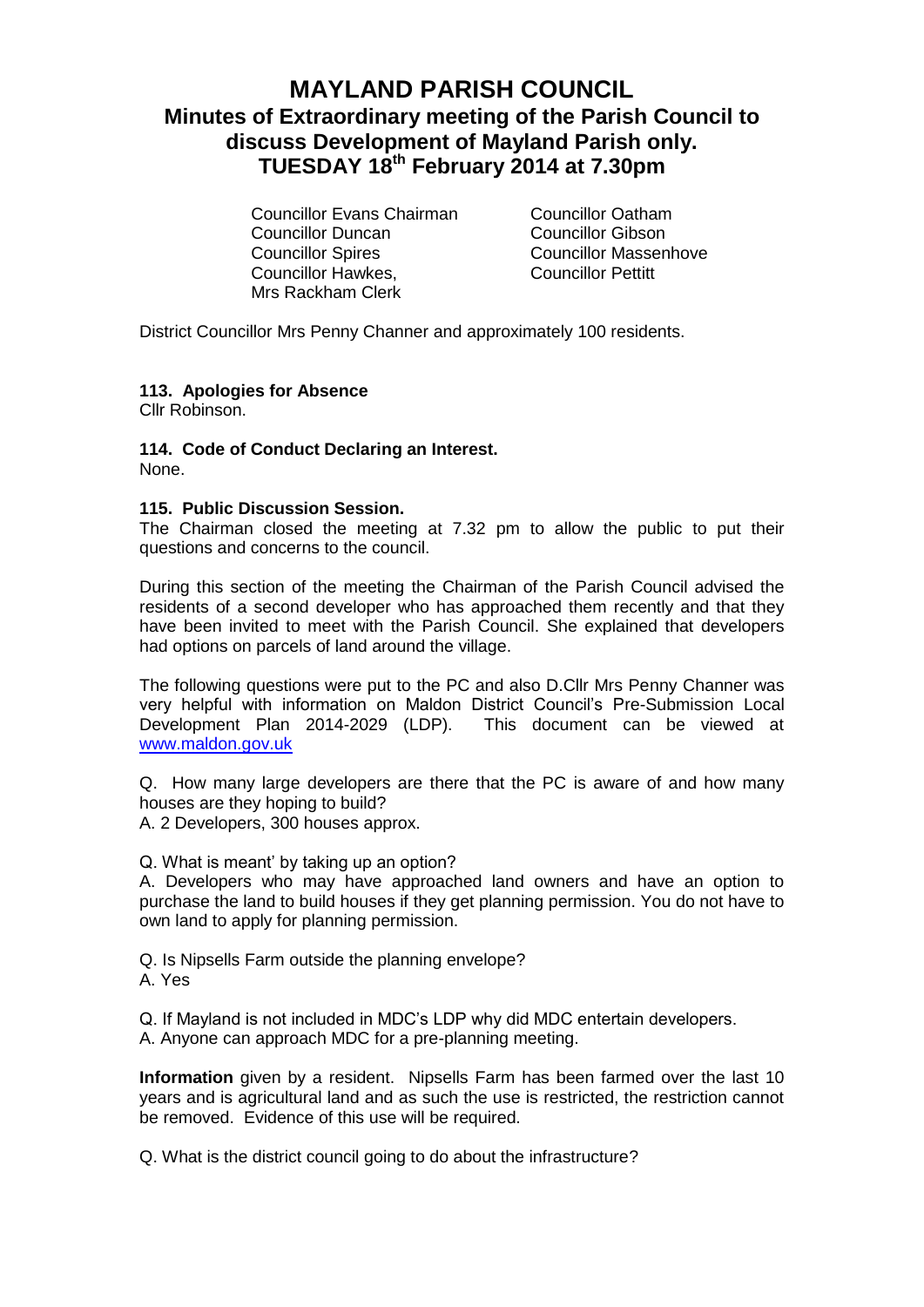# MAYLAND PARISH COUNCIL

## Minutes of Extraordinary meeting of the Parish Council to discuss Development of Mayland Parish only. TUESDAY 18th February 2014 at 7.30pm

Councillor Evans Chairman
Councillor Duncan
Councillor Spires
Councillor Hawkes,
Mrs Rackham Clerk
Councillor Oatham
Councillor Gibson
Councillor Massenhove
Councillor Pettitt

District Councillor Mrs Penny Channer and approximately 100 residents.

**113. Apologies for Absence**
Cllr Robinson.

**114. Code of Conduct Declaring an Interest.**
None.

**115. Public Discussion Session.**
The Chairman closed the meeting at 7.32 pm to allow the public to put their questions and concerns to the council.

During this section of the meeting the Chairman of the Parish Council advised the residents of a second developer who has approached them recently and that they have been invited to meet with the Parish Council. She explained that developers had options on parcels of land around the village.

The following questions were put to the PC and also D.Cllr Mrs Penny Channer was very helpful with information on Maldon District Council's Pre-Submission Local Development Plan 2014-2029 (LDP). This document can be viewed at www.maldon.gov.uk

Q. How many large developers are there that the PC is aware of and how many houses are they hoping to build?
A. 2 Developers, 300 houses approx.

Q. What is meant' by taking up an option?
A. Developers who may have approached land owners and have an option to purchase the land to build houses if they get planning permission. You do not have to own land to apply for planning permission.

Q. Is Nipsells Farm outside the planning envelope?
A. Yes

Q. If Mayland is not included in MDC's LDP why did MDC entertain developers.
A. Anyone can approach MDC for a pre-planning meeting.

**Information** given by a resident. Nipsells Farm has been farmed over the last 10 years and is agricultural land and as such the use is restricted, the restriction cannot be removed. Evidence of this use will be required.

Q. What is the district council going to do about the infrastructure?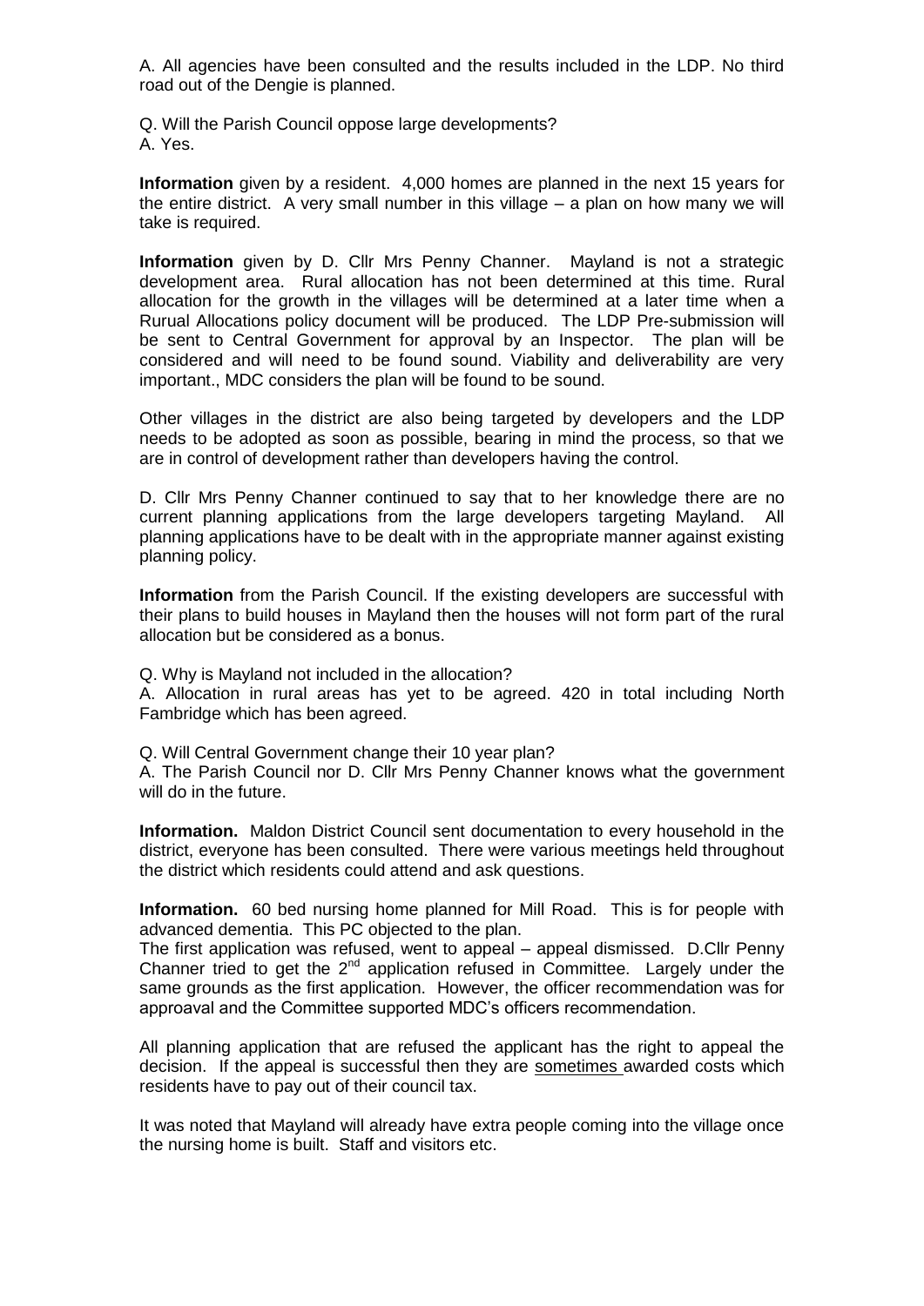A. All agencies have been consulted and the results included in the LDP. No third road out of the Dengie is planned.

Q. Will the Parish Council oppose large developments?
A. Yes.

**Information** given by a resident. 4,000 homes are planned in the next 15 years for the entire district. A very small number in this village – a plan on how many we will take is required.

**Information** given by D. Cllr Mrs Penny Channer. Mayland is not a strategic development area. Rural allocation has not been determined at this time. Rural allocation for the growth in the villages will be determined at a later time when a Rurual Allocations policy document will be produced. The LDP Pre-submission will be sent to Central Government for approval by an Inspector. The plan will be considered and will need to be found sound. Viability and deliverability are very important., MDC considers the plan will be found to be sound.

Other villages in the district are also being targeted by developers and the LDP needs to be adopted as soon as possible, bearing in mind the process, so that we are in control of development rather than developers having the control.

D. Cllr Mrs Penny Channer continued to say that to her knowledge there are no current planning applications from the large developers targeting Mayland. All planning applications have to be dealt with in the appropriate manner against existing planning policy.

**Information** from the Parish Council. If the existing developers are successful with their plans to build houses in Mayland then the houses will not form part of the rural allocation but be considered as a bonus.

Q. Why is Mayland not included in the allocation?
A. Allocation in rural areas has yet to be agreed. 420 in total including North Fambridge which has been agreed.

Q. Will Central Government change their 10 year plan?
A. The Parish Council nor D. Cllr Mrs Penny Channer knows what the government will do in the future.

**Information.** Maldon District Council sent documentation to every household in the district, everyone has been consulted. There were various meetings held throughout the district which residents could attend and ask questions.

**Information.** 60 bed nursing home planned for Mill Road. This is for people with advanced dementia. This PC objected to the plan.
The first application was refused, went to appeal – appeal dismissed. D.Cllr Penny Channer tried to get the 2nd application refused in Committee. Largely under the same grounds as the first application. However, the officer recommendation was for approaval and the Committee supported MDC's officers recommendation.

All planning application that are refused the applicant has the right to appeal the decision. If the appeal is successful then they are <u>sometimes</u> awarded costs which residents have to pay out of their council tax.

It was noted that Mayland will already have extra people coming into the village once the nursing home is built. Staff and visitors etc.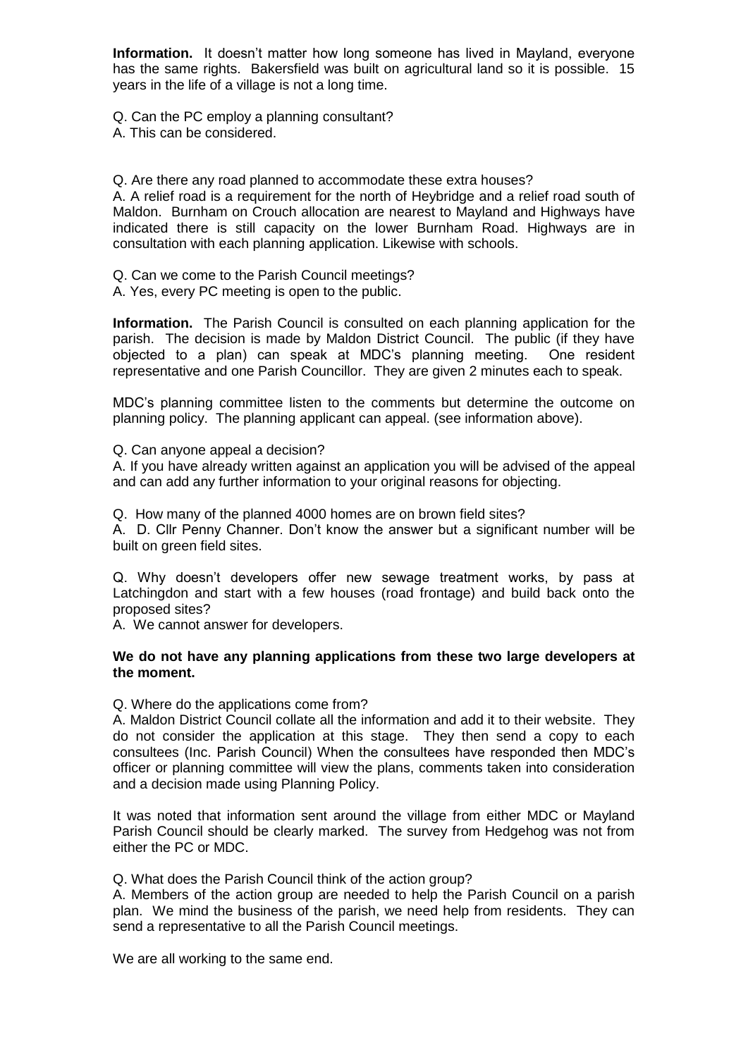**Information.** It doesn't matter how long someone has lived in Mayland, everyone has the same rights. Bakersfield was built on agricultural land so it is possible. 15 years in the life of a village is not a long time.

Q. Can the PC employ a planning consultant?
A. This can be considered.

Q. Are there any road planned to accommodate these extra houses?
A. A relief road is a requirement for the north of Heybridge and a relief road south of Maldon. Burnham on Crouch allocation are nearest to Mayland and Highways have indicated there is still capacity on the lower Burnham Road. Highways are in consultation with each planning application. Likewise with schools.

Q. Can we come to the Parish Council meetings?
A. Yes, every PC meeting is open to the public.

**Information.** The Parish Council is consulted on each planning application for the parish. The decision is made by Maldon District Council. The public (if they have objected to a plan) can speak at MDC's planning meeting. One resident representative and one Parish Councillor. They are given 2 minutes each to speak.

MDC's planning committee listen to the comments but determine the outcome on planning policy. The planning applicant can appeal. (see information above).

Q. Can anyone appeal a decision?
A. If you have already written against an application you will be advised of the appeal and can add any further information to your original reasons for objecting.

Q. How many of the planned 4000 homes are on brown field sites?
A. D. Cllr Penny Channer. Don't know the answer but a significant number will be built on green field sites.

Q. Why doesn't developers offer new sewage treatment works, by pass at Latchingdon and start with a few houses (road frontage) and build back onto the proposed sites?
A. We cannot answer for developers.

**We do not have any planning applications from these two large developers at the moment.**

Q. Where do the applications come from?
A. Maldon District Council collate all the information and add it to their website. They do not consider the application at this stage. They then send a copy to each consultees (Inc. Parish Council) When the consultees have responded then MDC's officer or planning committee will view the plans, comments taken into consideration and a decision made using Planning Policy.

It was noted that information sent around the village from either MDC or Mayland Parish Council should be clearly marked. The survey from Hedgehog was not from either the PC or MDC.

Q. What does the Parish Council think of the action group?
A. Members of the action group are needed to help the Parish Council on a parish plan. We mind the business of the parish, we need help from residents. They can send a representative to all the Parish Council meetings.

We are all working to the same end.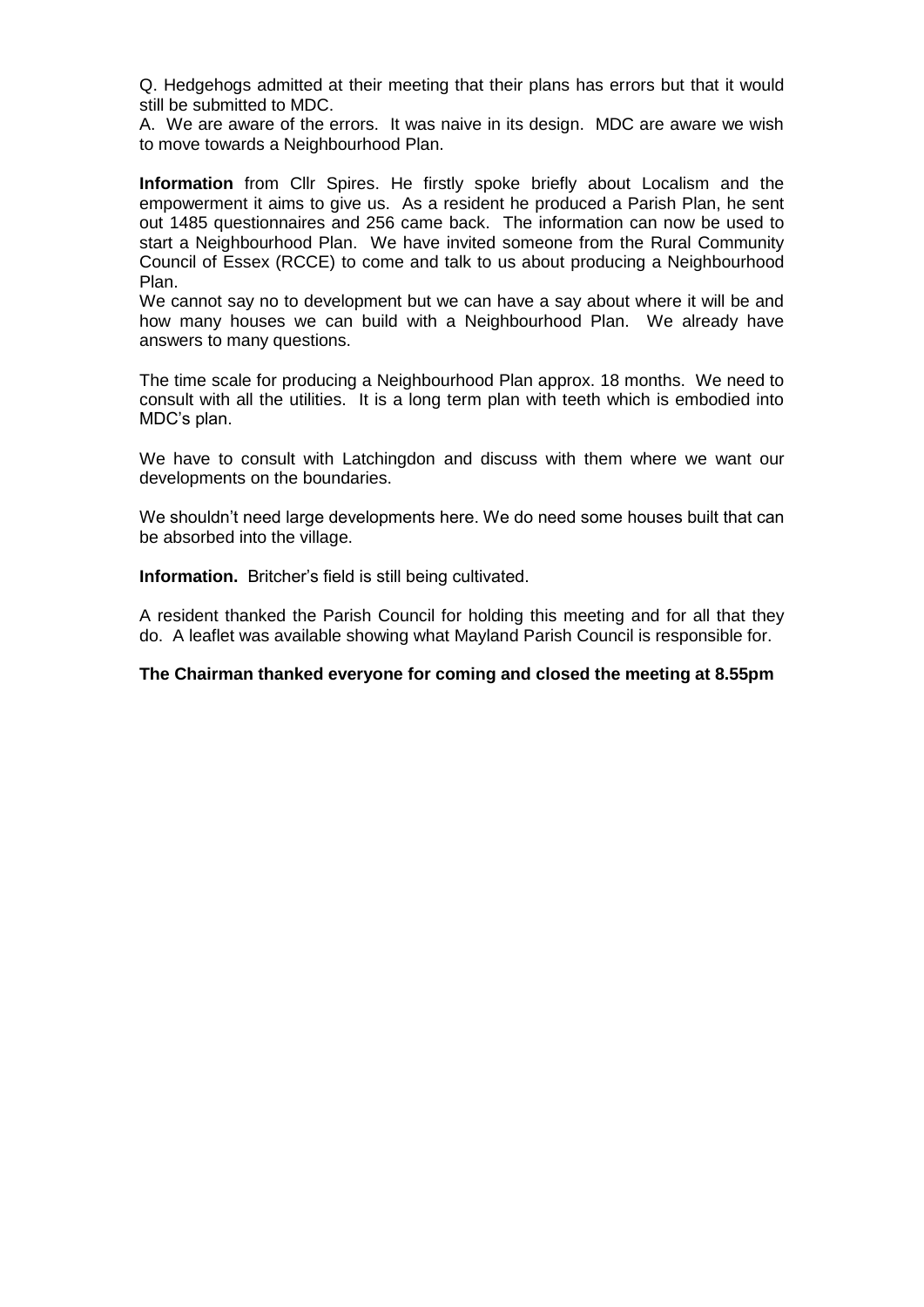Q. Hedgehogs admitted at their meeting that their plans has errors but that it would still be submitted to MDC.

A. We are aware of the errors. It was naive in its design. MDC are aware we wish to move towards a Neighbourhood Plan.

**Information** from Cllr Spires. He firstly spoke briefly about Localism and the empowerment it aims to give us. As a resident he produced a Parish Plan, he sent out 1485 questionnaires and 256 came back. The information can now be used to start a Neighbourhood Plan. We have invited someone from the Rural Community Council of Essex (RCCE) to come and talk to us about producing a Neighbourhood Plan.

We cannot say no to development but we can have a say about where it will be and how many houses we can build with a Neighbourhood Plan. We already have answers to many questions.

The time scale for producing a Neighbourhood Plan approx. 18 months. We need to consult with all the utilities. It is a long term plan with teeth which is embodied into MDC's plan.

We have to consult with Latchingdon and discuss with them where we want our developments on the boundaries.

We shouldn't need large developments here. We do need some houses built that can be absorbed into the village.

**Information.** Britcher's field is still being cultivated.

A resident thanked the Parish Council for holding this meeting and for all that they do. A leaflet was available showing what Mayland Parish Council is responsible for.

**The Chairman thanked everyone for coming and closed the meeting at 8.55pm**